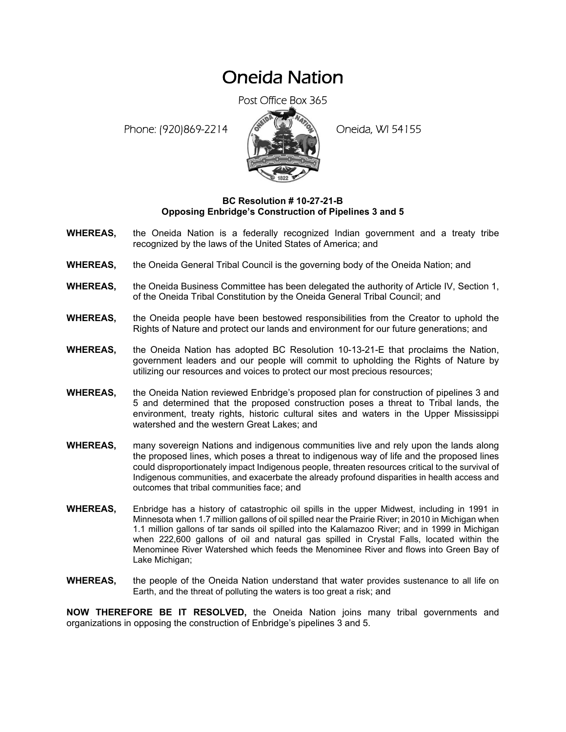# Oneida Nation

Post Office Box 365

Phone: (920)869-2214 Oneida, WI 54155

**BC Resolution # 10-27-21-B**
**Opposing Enbridge's Construction of Pipelines 3 and 5**

**WHEREAS,** the Oneida Nation is a federally recognized Indian government and a treaty tribe recognized by the laws of the United States of America; and

**WHEREAS,** the Oneida General Tribal Council is the governing body of the Oneida Nation; and

**WHEREAS,** the Oneida Business Committee has been delegated the authority of Article IV, Section 1, of the Oneida Tribal Constitution by the Oneida General Tribal Council; and

**WHEREAS,** the Oneida people have been bestowed responsibilities from the Creator to uphold the Rights of Nature and protect our lands and environment for our future generations; and

**WHEREAS,** the Oneida Nation has adopted BC Resolution 10-13-21-E that proclaims the Nation, government leaders and our people will commit to upholding the Rights of Nature by utilizing our resources and voices to protect our most precious resources;

**WHEREAS,** the Oneida Nation reviewed Enbridge's proposed plan for construction of pipelines 3 and 5 and determined that the proposed construction poses a threat to Tribal lands, the environment, treaty rights, historic cultural sites and waters in the Upper Mississippi watershed and the western Great Lakes; and

**WHEREAS,** many sovereign Nations and indigenous communities live and rely upon the lands along the proposed lines, which poses a threat to indigenous way of life and the proposed lines could disproportionately impact Indigenous people, threaten resources critical to the survival of Indigenous communities, and exacerbate the already profound disparities in health access and outcomes that tribal communities face; and

**WHEREAS,** Enbridge has a history of catastrophic oil spills in the upper Midwest, including in 1991 in Minnesota when 1.7 million gallons of oil spilled near the Prairie River; in 2010 in Michigan when 1.1 million gallons of tar sands oil spilled into the Kalamazoo River; and in 1999 in Michigan when 222,600 gallons of oil and natural gas spilled in Crystal Falls, located within the Menominee River Watershed which feeds the Menominee River and flows into Green Bay of Lake Michigan;

**WHEREAS,** the people of the Oneida Nation understand that water provides sustenance to all life on Earth, and the threat of polluting the waters is too great a risk; and

**NOW THEREFORE BE IT RESOLVED,** the Oneida Nation joins many tribal governments and organizations in opposing the construction of Enbridge's pipelines 3 and 5.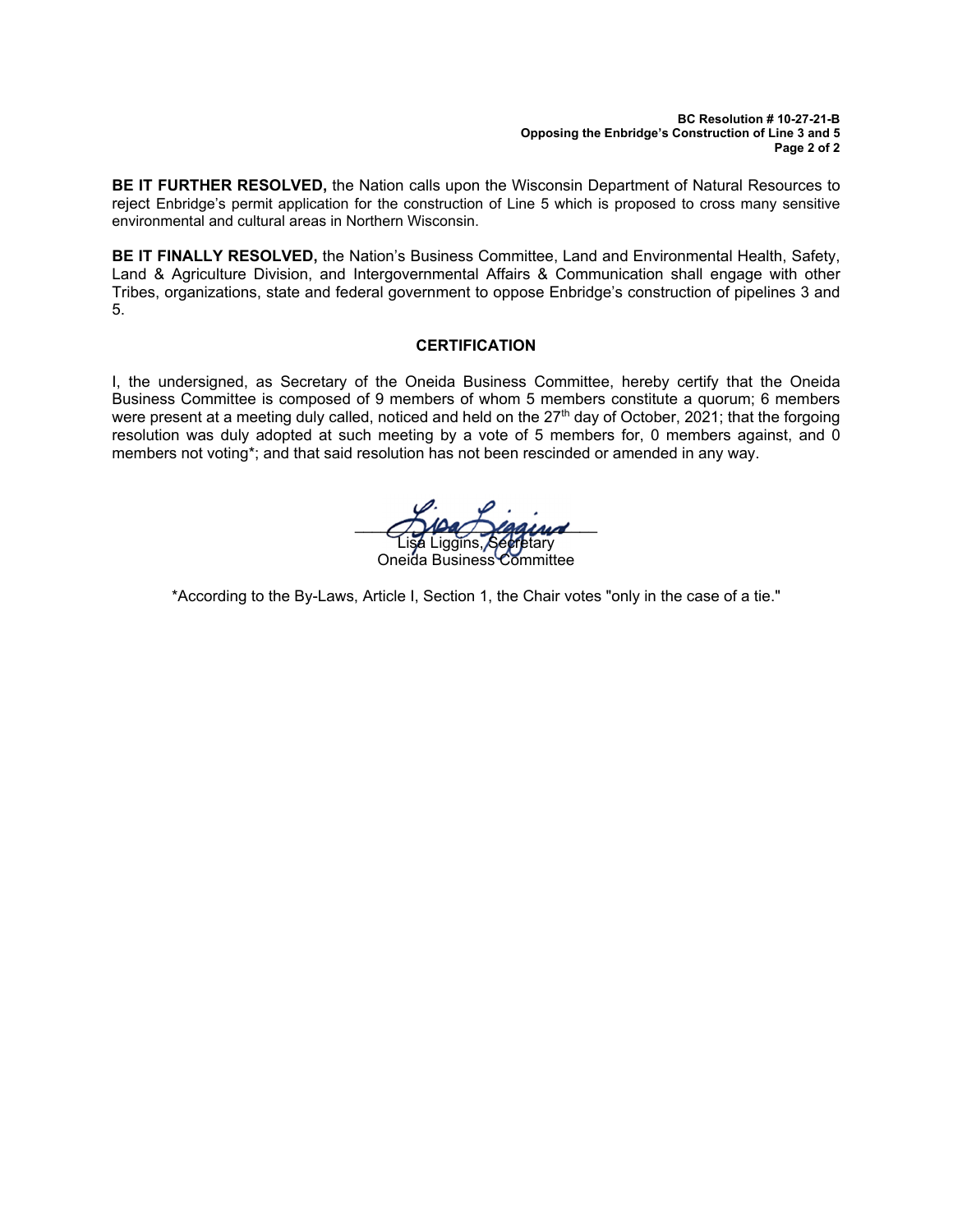**BE IT FURTHER RESOLVED,** the Nation calls upon the Wisconsin Department of Natural Resources to reject Enbridge's permit application for the construction of Line 5 which is proposed to cross many sensitive environmental and cultural areas in Northern Wisconsin.

**BE IT FINALLY RESOLVED,** the Nation's Business Committee, Land and Environmental Health, Safety, Land & Agriculture Division, and Intergovernmental Affairs & Communication shall engage with other Tribes, organizations, state and federal government to oppose Enbridge's construction of pipelines 3 and 5.

## CERTIFICATION

I, the undersigned, as Secretary of the Oneida Business Committee, hereby certify that the Oneida Business Committee is composed of 9 members of whom 5 members constitute a quorum; 6 members were present at a meeting duly called, noticed and held on the 27th day of October, 2021; that the forgoing resolution was duly adopted at such meeting by a vote of 5 members for, 0 members against, and 0 members not voting*; and that said resolution has not been rescinded or amended in any way.

Lisa Liggins, Secretary
Oneida Business Committee

*According to the By-Laws, Article I, Section 1, the Chair votes "only in the case of a tie."